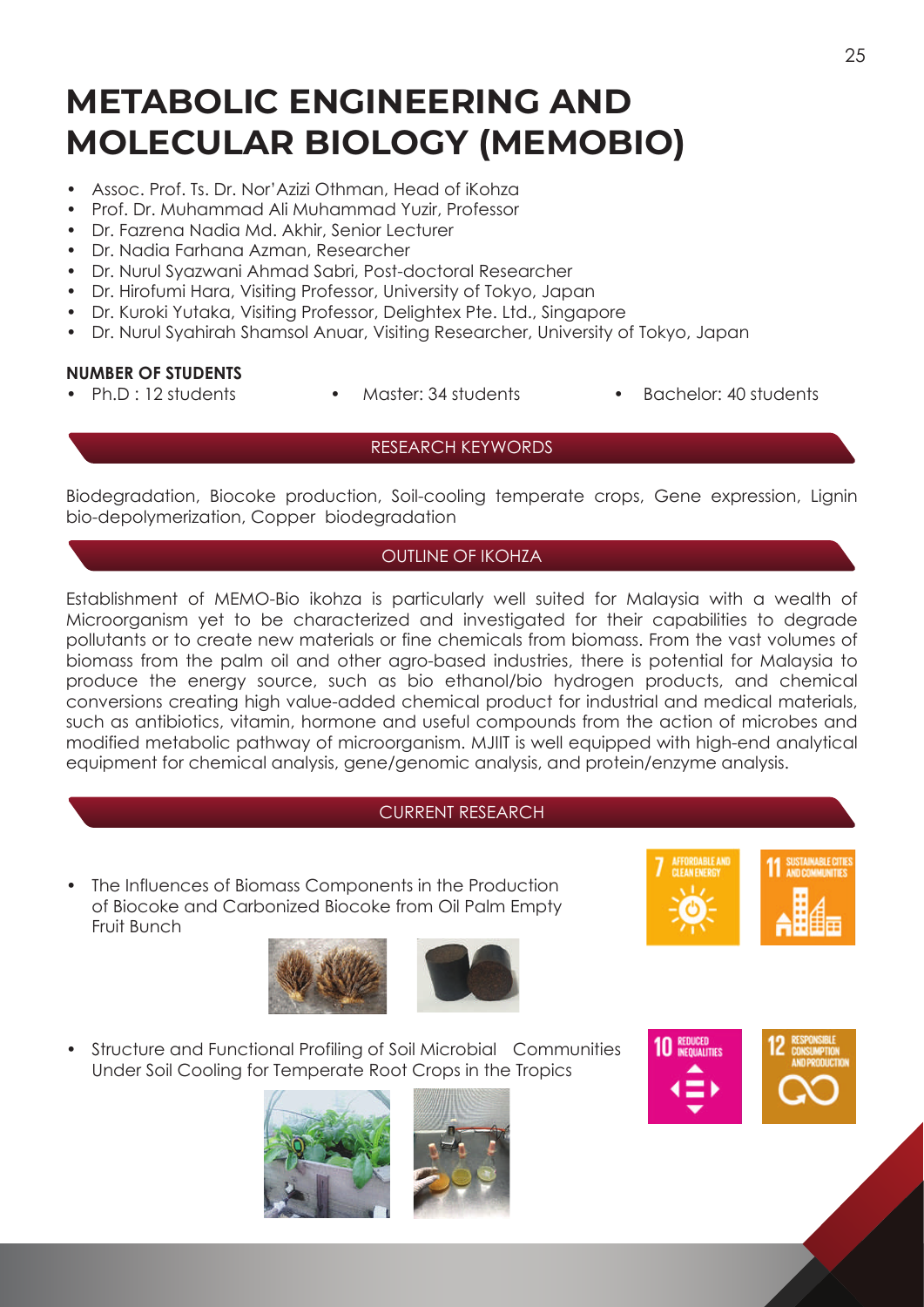# METABOLIC ENGINEERING AND MOLECULAR BIOLOGY (MEMOBIO)

- Assoc. Prof. Ts. Dr. Nor'Azizi Othman, Head of iKohza
- Prof. Dr. Muhammad Ali Muhammad Yuzir, Professor
- Dr. Fazrena Nadia Md. Akhir, Senior Lecturer
- Dr. Nadia Farhana Azman, Researcher
- Dr. Nurul Syazwani Ahmad Sabri, Post-doctoral Researcher
- Dr. Hirofumi Hara, Visiting Professor, University of Tokyo, Japan
- Dr. Kuroki Yutaka, Visiting Professor, Delightex Pte. Ltd., Singapore
- Dr. Nurul Syahirah Shamsol Anuar, Visiting Researcher, University of Tokyo, Japan

**NUMBER OF STUDENTS**

- Ph.D : 12 students
- Master: 34 students
- Bachelor: 40 students

## RESEARCH KEYWORDS

Biodegradation, Biocoke production, Soil-cooling temperate crops, Gene expression, Lignin bio-depolymerization, Copper biodegradation

## OUTLINE OF IKOHZA

Establishment of MEMO-Bio ikohza is particularly well suited for Malaysia with a wealth of Microorganism yet to be characterized and investigated for their capabilities to degrade pollutants or to create new materials or fine chemicals from biomass. From the vast volumes of biomass from the palm oil and other agro-based industries, there is potential for Malaysia to produce the energy source, such as bio ethanol/bio hydrogen products, and chemical conversions creating high value-added chemical product for industrial and medical materials, such as antibiotics, vitamin, hormone and useful compounds from the action of microbes and modified metabolic pathway of microorganism. MJIIT is well equipped with high-end analytical equipment for chemical analysis, gene/genomic analysis, and protein/enzyme analysis.

## CURRENT RESEARCH

- The Influences of Biomass Components in the Production of Biocoke and Carbonized Biocoke from Oil Palm Empty Fruit Bunch

7 AFFORDABLE AND CLEAN ENERGY

11 SUSTAINABLE CITIES AND COMMUNITIES

- Structure and Functional Profiling of Soil Microbial Communities Under Soil Cooling for Temperate Root Crops in the Tropics

10 REDUCED INEQUALITIES

12 RESPONSIBLE CONSUMPTION AND PRODUCTION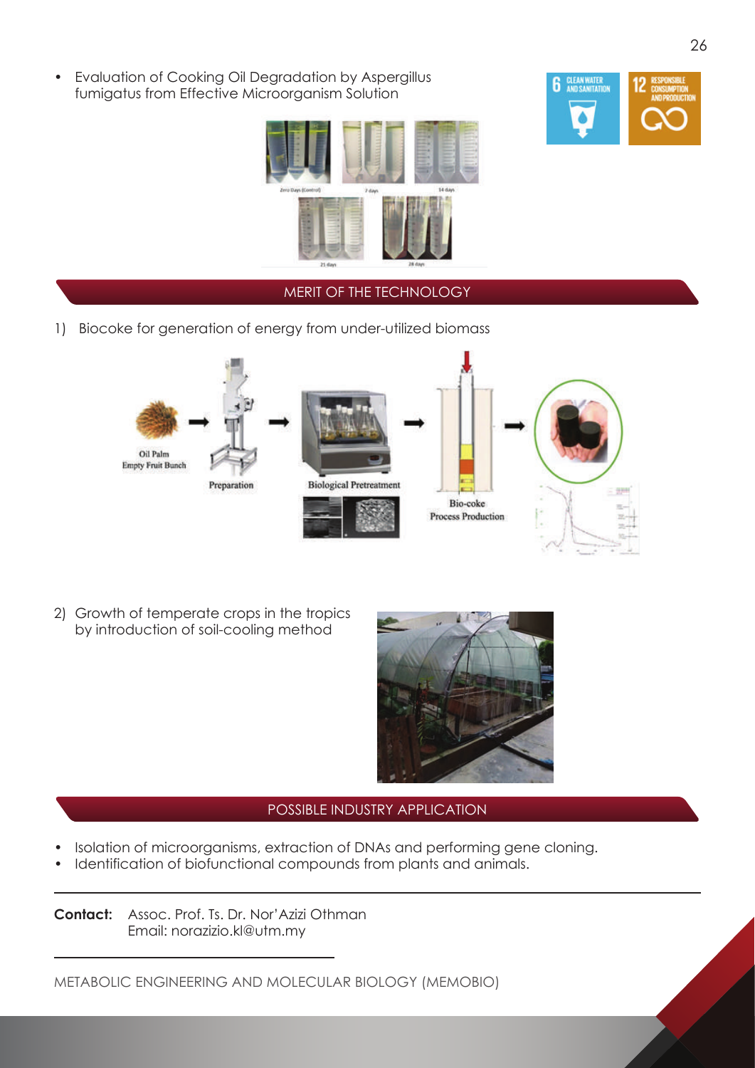- Evaluation of Cooking Oil Degradation by Aspergillus fumigatus from Effective Microorganism Solution

Zero Days (Control)

7 days

14 days

21 days

28 days

## MERIT OF THE TECHNOLOGY

1) Biocoke for generation of energy from under-utilized biomass

Oil Palm Empty Fruit Bunch

Preparation

Biological Pretreatment

Bio-coke Process Production

2) Growth of temperate crops in the tropics by introduction of soil-cooling method

## POSSIBLE INDUSTRY APPLICATION

- Isolation of microorganisms, extraction of DNAs and performing gene cloning.
- Identification of biofunctional compounds from plants and animals.

**Contact:** Assoc. Prof. Ts. Dr. Nor'Azizi Othman
Email: norazizio.kl@utm.my

METABOLIC ENGINEERING AND MOLECULAR BIOLOGY (MEMOBIO)